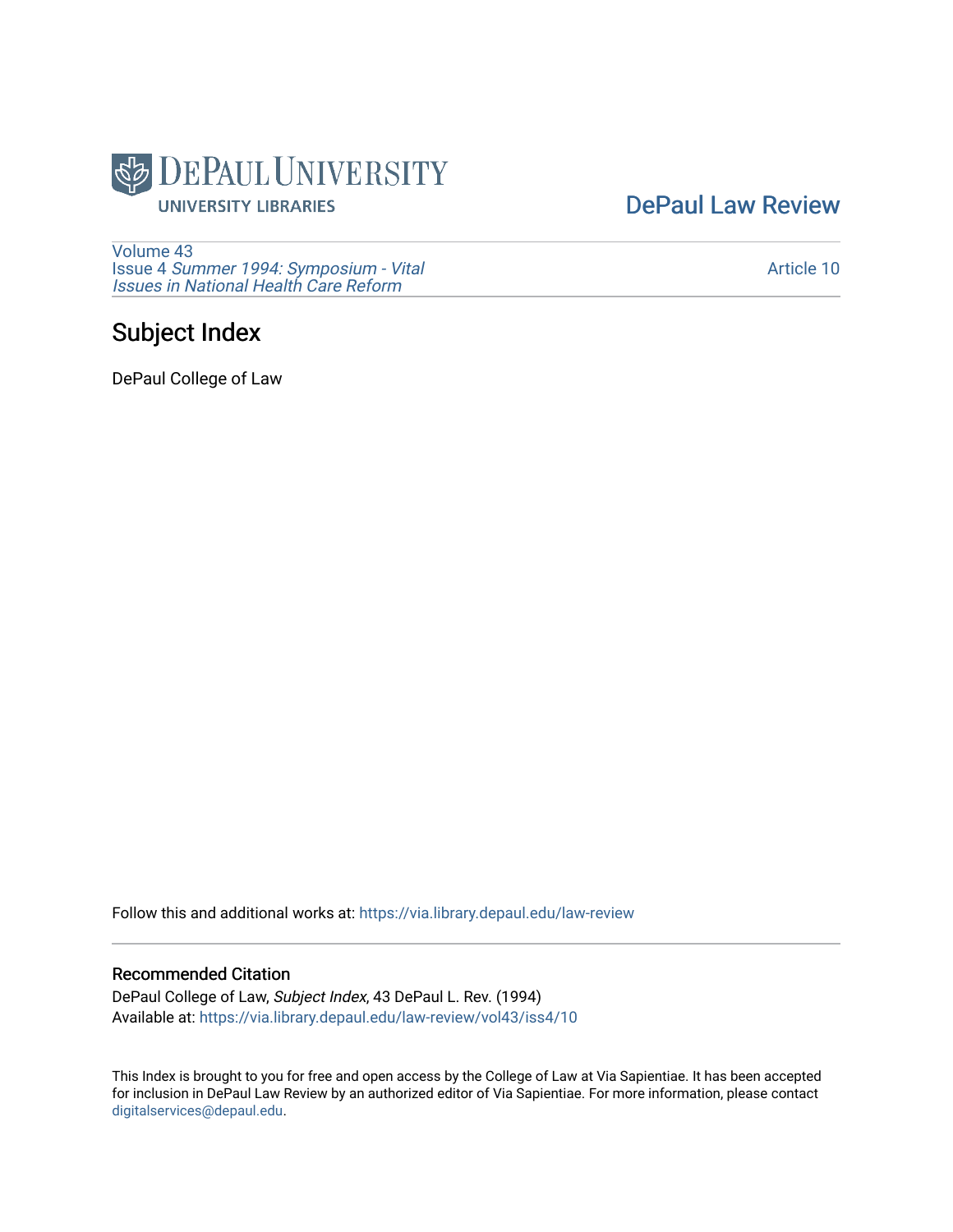DePaul University
UNIVERSITY LIBRARIES

DePaul Law Review

Volume 43
Issue 4 *Summer 1994: Symposium - Vital Issues in National Health Care Reform*

Article 10

# Subject Index

DePaul College of Law

Follow this and additional works at: https://via.library.depaul.edu/law-review

## Recommended Citation

DePaul College of Law, *Subject Index*, 43 DePaul L. Rev. (1994)
Available at: https://via.library.depaul.edu/law-review/vol43/iss4/10

This Index is brought to you for free and open access by the College of Law at Via Sapientiae. It has been accepted for inclusion in DePaul Law Review by an authorized editor of Via Sapientiae. For more information, please contact digitalservices@depaul.edu.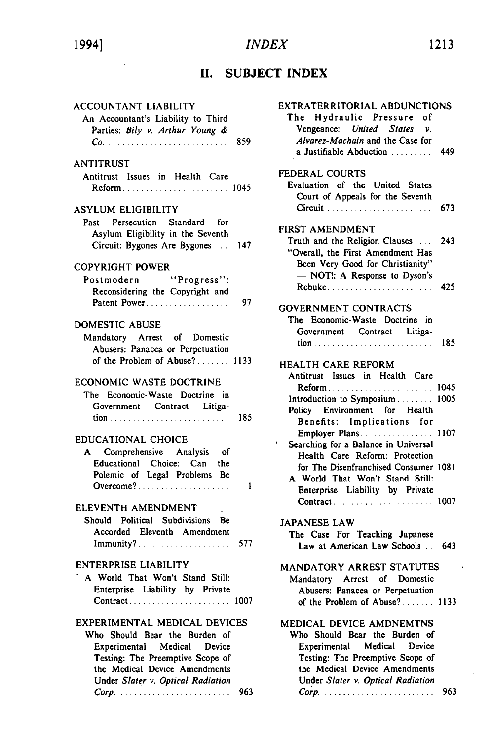## II. SUBJECT INDEX

ACCOUNTANT LIABILITY

An Accountant's Liability to Third Parties: *Bily v. Arthur Young & Co.* .......... 859

ANTITRUST

Antitrust Issues in Health Care Reform .......... 1045

ASYLUM ELIGIBILITY

Past Persecution Standard for Asylum Eligibility in the Seventh Circuit: Bygones Are Bygones .......... 147

COPYRIGHT POWER

Postmodern "Progress": Reconsidering the Copyright and Patent Power .......... 97

DOMESTIC ABUSE

Mandatory Arrest of Domestic Abusers: Panacea or Perpetuation of the Problem of Abuse? .......... 1133

ECONOMIC WASTE DOCTRINE

The Economic-Waste Doctrine in Government Contract Litigation .......... 185

EDUCATIONAL CHOICE

A Comprehensive Analysis of Educational Choice: Can the Polemic of Legal Problems Be Overcome? .......... 1

ELEVENTH AMENDMENT

Should Political Subdivisions Be Accorded Eleventh Amendment Immunity? .......... 577

ENTERPRISE LIABILITY

A World That Won't Stand Still: Enterprise Liability by Private Contract .......... 1007

EXPERIMENTAL MEDICAL DEVICES

Who Should Bear the Burden of Experimental Medical Device Testing: The Preemptive Scope of the Medical Device Amendments Under *Slater v. Optical Radiation Corp.* .......... 963

EXTRATERRITORIAL ABDUNCTIONS

The Hydraulic Pressure of Vengeance: *United States v. Alvarez-Machain* and the Case for a Justifiable Abduction .......... 449

FEDERAL COURTS

Evaluation of the United States Court of Appeals for the Seventh Circuit .......... 673

FIRST AMENDMENT

Truth and the Religion Clauses .......... 243

"Overall, the First Amendment Has Been Very Good for Christianity" — NOT!: A Response to Dyson's Rebuke .......... 425

GOVERNMENT CONTRACTS

The Economic-Waste Doctrine in Government Contract Litigation .......... 185

HEALTH CARE REFORM

Antitrust Issues in Health Care Reform .......... 1045

Introduction to Symposium .......... 1005

Policy Environment for Health Benefits: Implications for Employer Plans .......... 1107

Searching for a Balance in Universal Health Care Reform: Protection for The Disenfranchised Consumer .......... 1081

A World That Won't Stand Still: Enterprise Liability by Private Contract .......... 1007

JAPANESE LAW

The Case For Teaching Japanese Law at American Law Schools .......... 643

MANDATORY ARREST STATUTES

Mandatory Arrest of Domestic Abusers: Panacea or Perpetuation of the Problem of Abuse? .......... 1133

MEDICAL DEVICE AMDNEMTNS

Who Should Bear the Burden of Experimental Medical Device Testing: The Preemptive Scope of the Medical Device Amendments Under *Slater v. Optical Radiation Corp.* .......... 963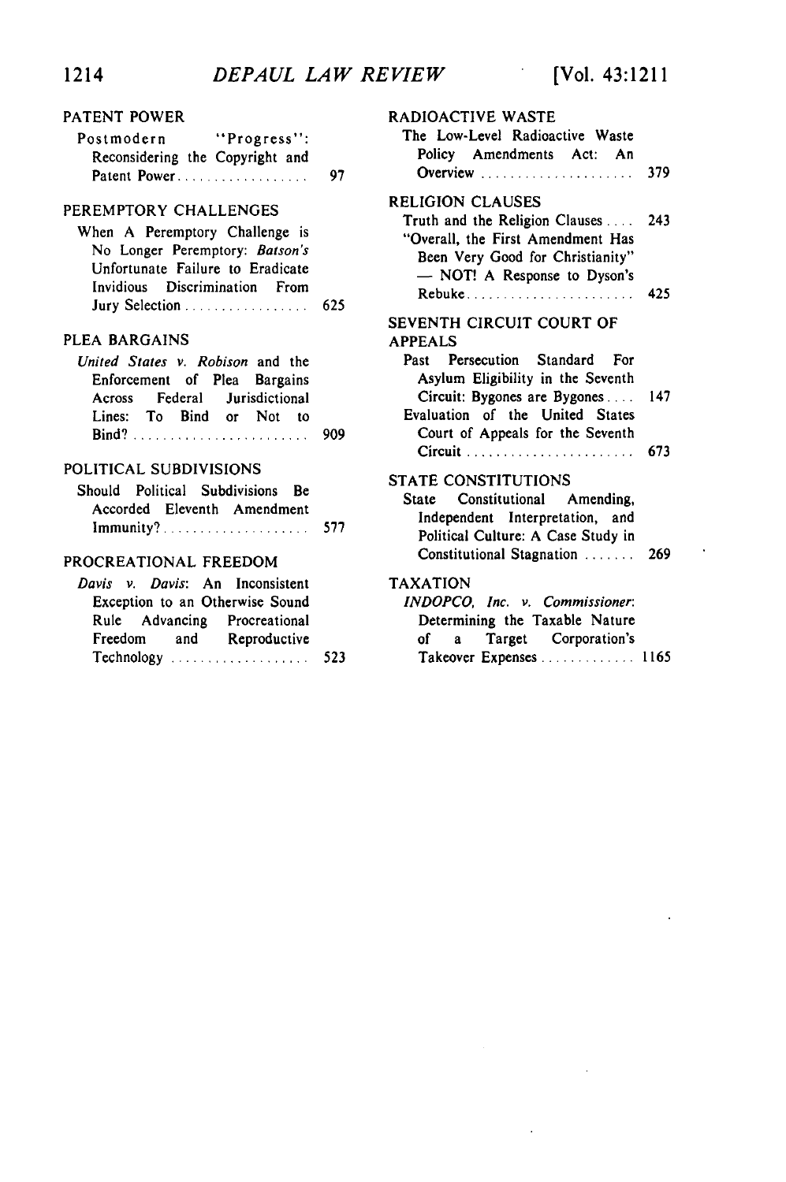PATENT POWER

Postmodern "Progress": Reconsidering the Copyright and Patent Power .................. 97

PEREMPTORY CHALLENGES

When A Peremptory Challenge is No Longer Peremptory: *Batson's* Unfortunate Failure to Eradicate Invidious Discrimination From Jury Selection .................. 625

PLEA BARGAINS

*United States v. Robison* and the Enforcement of Plea Bargains Across Federal Jurisdictional Lines: To Bind or Not to Bind? .................. 909

POLITICAL SUBDIVISIONS

Should Political Subdivisions Be Accorded Eleventh Amendment Immunity? .................. 577

PROCREATIONAL FREEDOM

*Davis v. Davis*: An Inconsistent Exception to an Otherwise Sound Rule Advancing Procreational Freedom and Reproductive Technology .................. 523

RADIOACTIVE WASTE

The Low-Level Radioactive Waste Policy Amendments Act: An Overview .................. 379

RELIGION CLAUSES

Truth and the Religion Clauses .... 243

"Overall, the First Amendment Has Been Very Good for Christianity" — NOT! A Response to Dyson's Rebuke .................. 425

SEVENTH CIRCUIT COURT OF APPEALS

Past Persecution Standard For Asylum Eligibility in the Seventh Circuit: Bygones are Bygones .... 147

Evaluation of the United States Court of Appeals for the Seventh Circuit .................. 673

STATE CONSTITUTIONS

State Constitutional Amending, Independent Interpretation, and Political Culture: A Case Study in Constitutional Stagnation ....... 269

TAXATION

*INDOPCO, Inc. v. Commissioner*: Determining the Taxable Nature of a Target Corporation's Takeover Expenses .............. 1165